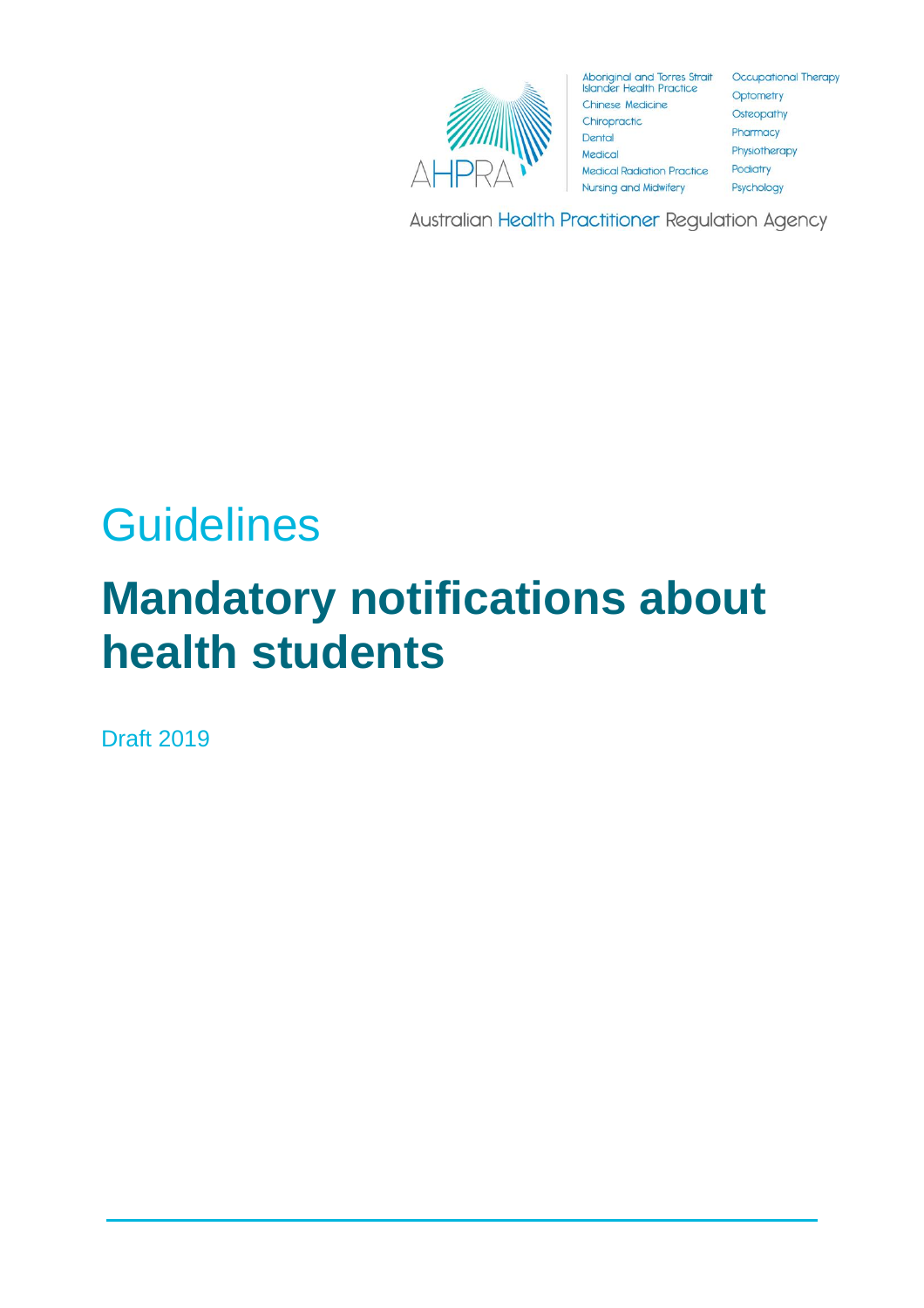AHPRA

Aboriginal and Torres Strait Islander Health Practice
Chinese Medicine
Chiropractic
Dental
Medical
Medical Radiation Practice
Nursing and Midwifery
Occupational Therapy
Optometry
Osteopathy
Pharmacy
Physiotherapy
Podiatry
Psychology

Australian Health Practitioner Regulation Agency

## Guidelines

# Mandatory notifications about health students

Draft 2019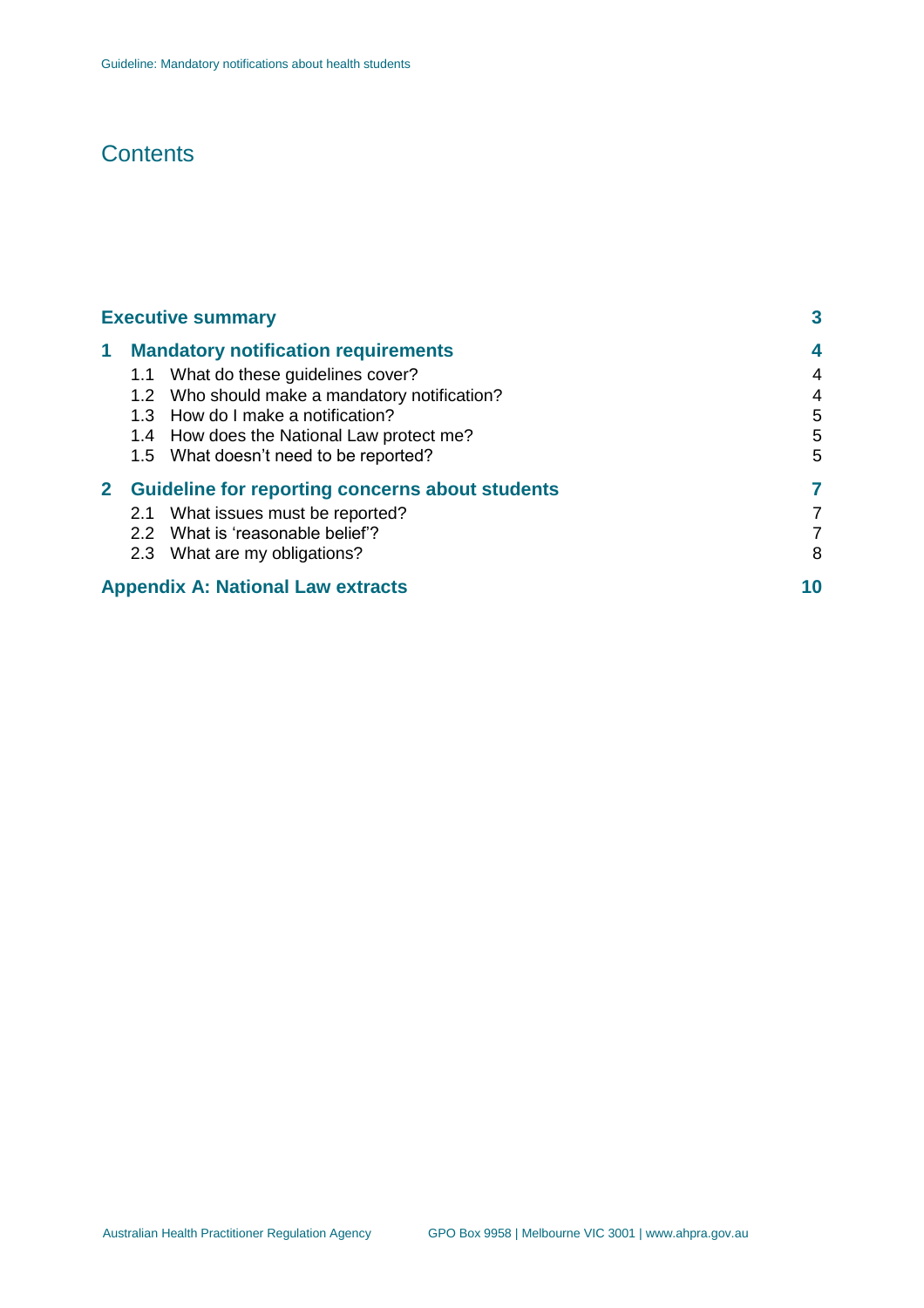# Contents

| | | |
|---|---|---|
| **Executive summary** | | **3** |
| **1** | **Mandatory notification requirements** | **4** |
| 1.1 | What do these guidelines cover? | 4 |
| 1.2 | Who should make a mandatory notification? | 4 |
| 1.3 | How do I make a notification? | 5 |
| 1.4 | How does the National Law protect me? | 5 |
| 1.5 | What doesn't need to be reported? | 5 |
| **2** | **Guideline for reporting concerns about students** | **7** |
| 2.1 | What issues must be reported? | 7 |
| 2.2 | What is 'reasonable belief'? | 7 |
| 2.3 | What are my obligations? | 8 |
| **Appendix A: National Law extracts** | | **10** |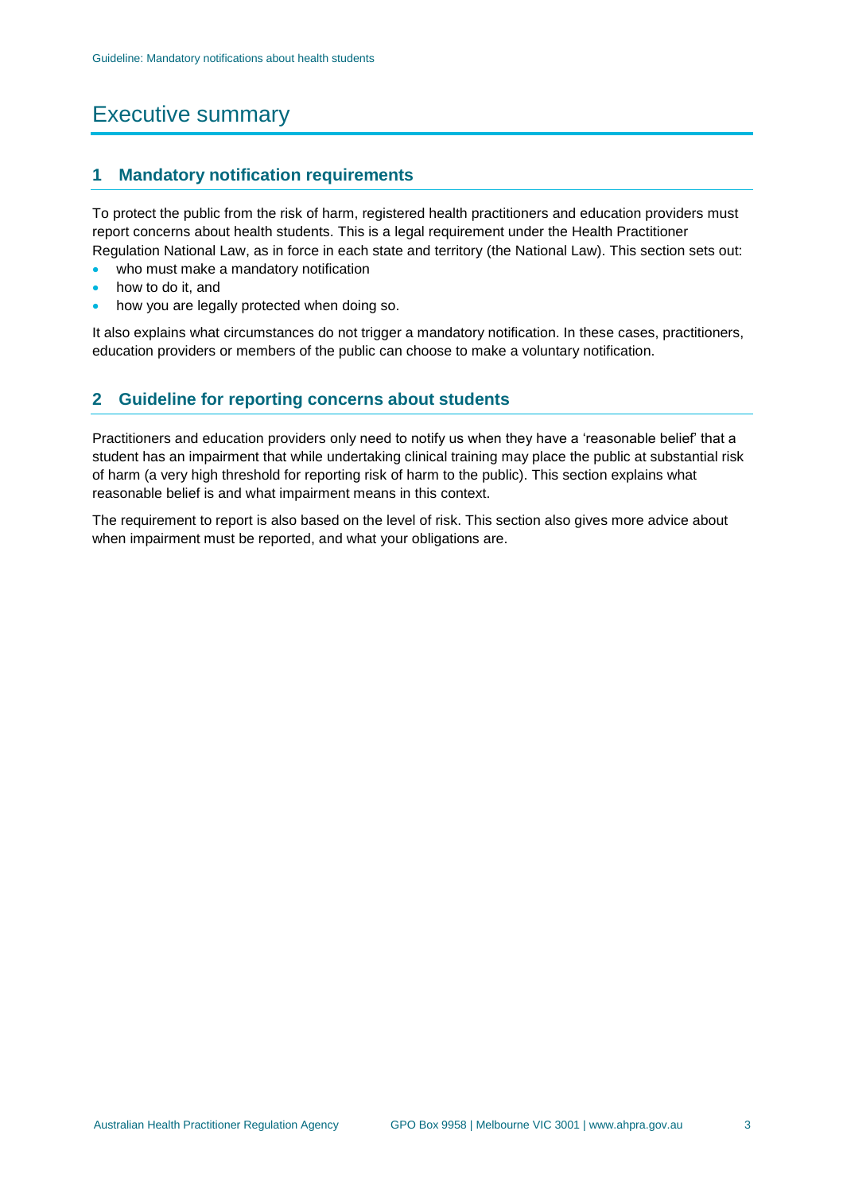# Executive summary

## 1 Mandatory notification requirements

To protect the public from the risk of harm, registered health practitioners and education providers must report concerns about health students. This is a legal requirement under the Health Practitioner Regulation National Law, as in force in each state and territory (the National Law). This section sets out:

- who must make a mandatory notification
- how to do it, and
- how you are legally protected when doing so.

It also explains what circumstances do not trigger a mandatory notification. In these cases, practitioners, education providers or members of the public can choose to make a voluntary notification.

## 2 Guideline for reporting concerns about students

Practitioners and education providers only need to notify us when they have a 'reasonable belief' that a student has an impairment that while undertaking clinical training may place the public at substantial risk of harm (a very high threshold for reporting risk of harm to the public). This section explains what reasonable belief is and what impairment means in this context.

The requirement to report is also based on the level of risk. This section also gives more advice about when impairment must be reported, and what your obligations are.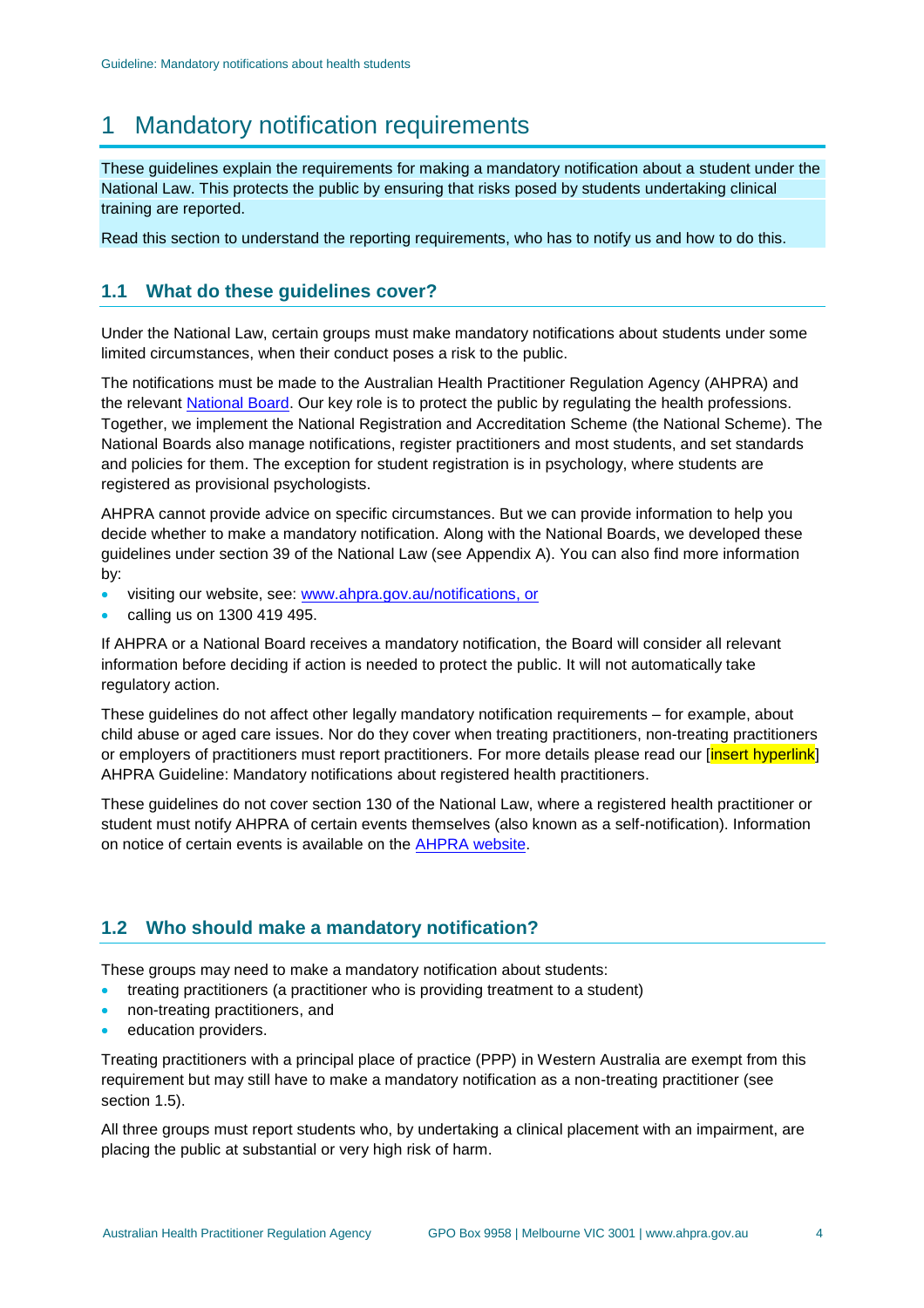# 1 Mandatory notification requirements

These guidelines explain the requirements for making a mandatory notification about a student under the National Law. This protects the public by ensuring that risks posed by students undertaking clinical training are reported.

Read this section to understand the reporting requirements, who has to notify us and how to do this.

## 1.1 What do these guidelines cover?

Under the National Law, certain groups must make mandatory notifications about students under some limited circumstances, when their conduct poses a risk to the public.

The notifications must be made to the Australian Health Practitioner Regulation Agency (AHPRA) and the relevant National Board. Our key role is to protect the public by regulating the health professions. Together, we implement the National Registration and Accreditation Scheme (the National Scheme). The National Boards also manage notifications, register practitioners and most students, and set standards and policies for them. The exception for student registration is in psychology, where students are registered as provisional psychologists.

AHPRA cannot provide advice on specific circumstances. But we can provide information to help you decide whether to make a mandatory notification. Along with the National Boards, we developed these guidelines under section 39 of the National Law (see Appendix A). You can also find more information by:

- visiting our website, see: www.ahpra.gov.au/notifications, or
- calling us on 1300 419 495.

If AHPRA or a National Board receives a mandatory notification, the Board will consider all relevant information before deciding if action is needed to protect the public. It will not automatically take regulatory action.

These guidelines do not affect other legally mandatory notification requirements – for example, about child abuse or aged care issues. Nor do they cover when treating practitioners, non-treating practitioners or employers of practitioners must report practitioners. For more details please read our [insert hyperlink] AHPRA Guideline: Mandatory notifications about registered health practitioners.

These guidelines do not cover section 130 of the National Law, where a registered health practitioner or student must notify AHPRA of certain events themselves (also known as a self-notification). Information on notice of certain events is available on the AHPRA website.

## 1.2 Who should make a mandatory notification?

These groups may need to make a mandatory notification about students:

- treating practitioners (a practitioner who is providing treatment to a student)
- non-treating practitioners, and
- education providers.

Treating practitioners with a principal place of practice (PPP) in Western Australia are exempt from this requirement but may still have to make a mandatory notification as a non-treating practitioner (see section 1.5).

All three groups must report students who, by undertaking a clinical placement with an impairment, are placing the public at substantial or very high risk of harm.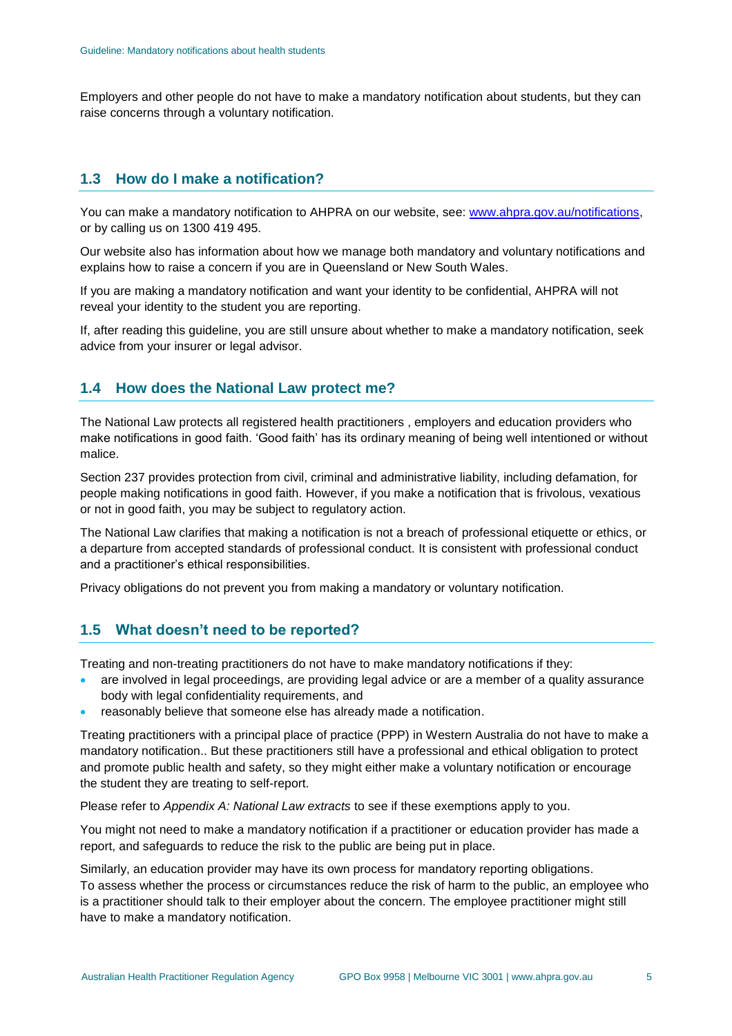Employers and other people do not have to make a mandatory notification about students, but they can raise concerns through a voluntary notification.

## 1.3 How do I make a notification?

You can make a mandatory notification to AHPRA on our website, see: [www.ahpra.gov.au/notifications](www.ahpra.gov.au/notifications), or by calling us on 1300 419 495.

Our website also has information about how we manage both mandatory and voluntary notifications and explains how to raise a concern if you are in Queensland or New South Wales.

If you are making a mandatory notification and want your identity to be confidential, AHPRA will not reveal your identity to the student you are reporting.

If, after reading this guideline, you are still unsure about whether to make a mandatory notification, seek advice from your insurer or legal advisor.

## 1.4 How does the National Law protect me?

The National Law protects all registered health practitioners , employers and education providers who make notifications in good faith. 'Good faith' has its ordinary meaning of being well intentioned or without malice.

Section 237 provides protection from civil, criminal and administrative liability, including defamation, for people making notifications in good faith. However, if you make a notification that is frivolous, vexatious or not in good faith, you may be subject to regulatory action.

The National Law clarifies that making a notification is not a breach of professional etiquette or ethics, or a departure from accepted standards of professional conduct. It is consistent with professional conduct and a practitioner's ethical responsibilities.

Privacy obligations do not prevent you from making a mandatory or voluntary notification.

## 1.5 What doesn't need to be reported?

Treating and non-treating practitioners do not have to make mandatory notifications if they:

- are involved in legal proceedings, are providing legal advice or are a member of a quality assurance body with legal confidentiality requirements, and
- reasonably believe that someone else has already made a notification.

Treating practitioners with a principal place of practice (PPP) in Western Australia do not have to make a mandatory notification.. But these practitioners still have a professional and ethical obligation to protect and promote public health and safety, so they might either make a voluntary notification or encourage the student they are treating to self-report.

Please refer to *Appendix A: National Law extracts* to see if these exemptions apply to you.

You might not need to make a mandatory notification if a practitioner or education provider has made a report, and safeguards to reduce the risk to the public are being put in place.

Similarly, an education provider may have its own process for mandatory reporting obligations. To assess whether the process or circumstances reduce the risk of harm to the public, an employee who is a practitioner should talk to their employer about the concern. The employee practitioner might still have to make a mandatory notification.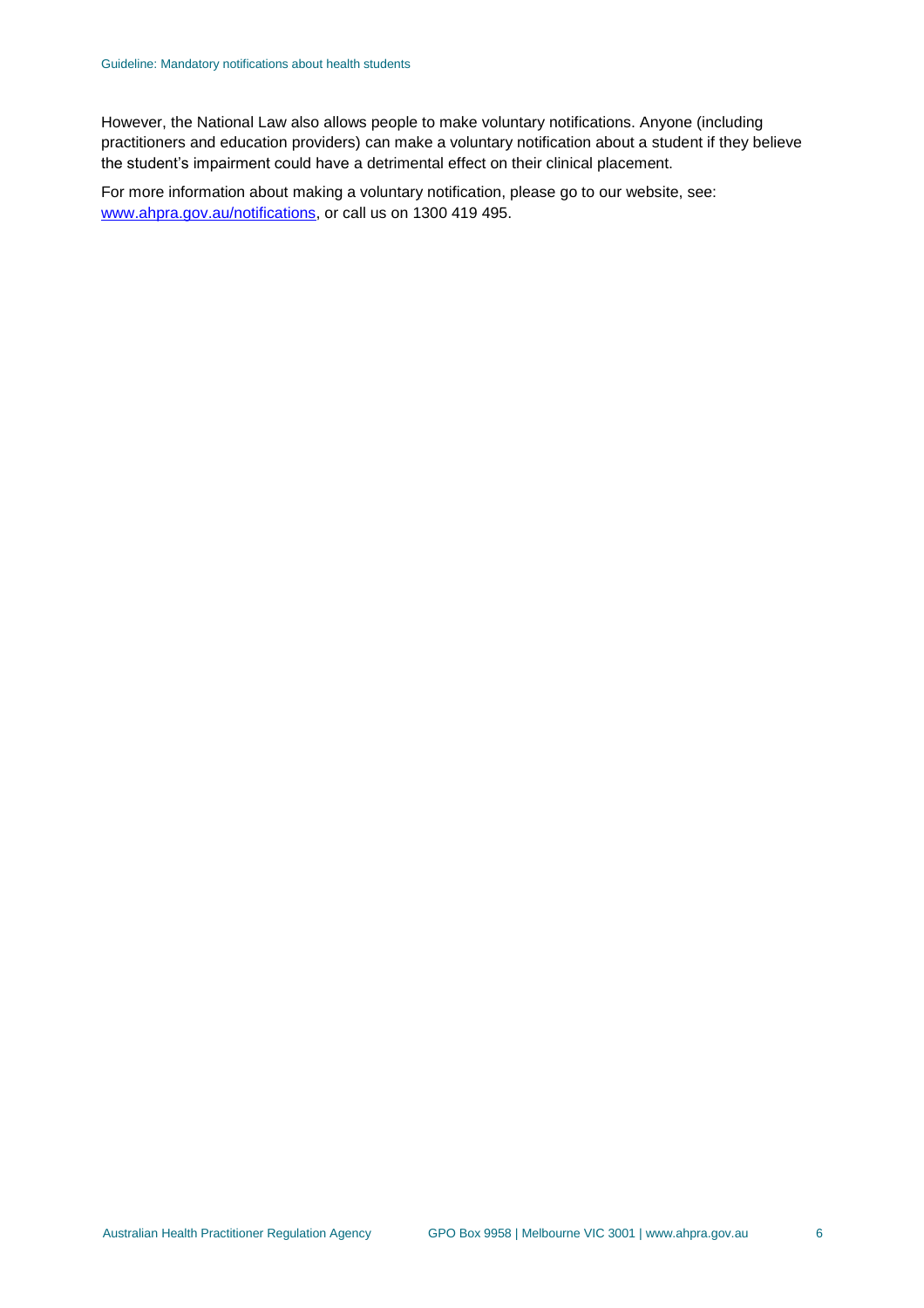However, the National Law also allows people to make voluntary notifications. Anyone (including practitioners and education providers) can make a voluntary notification about a student if they believe the student's impairment could have a detrimental effect on their clinical placement.

For more information about making a voluntary notification, please go to our website, see: [www.ahpra.gov.au/notifications](www.ahpra.gov.au/notifications), or call us on 1300 419 495.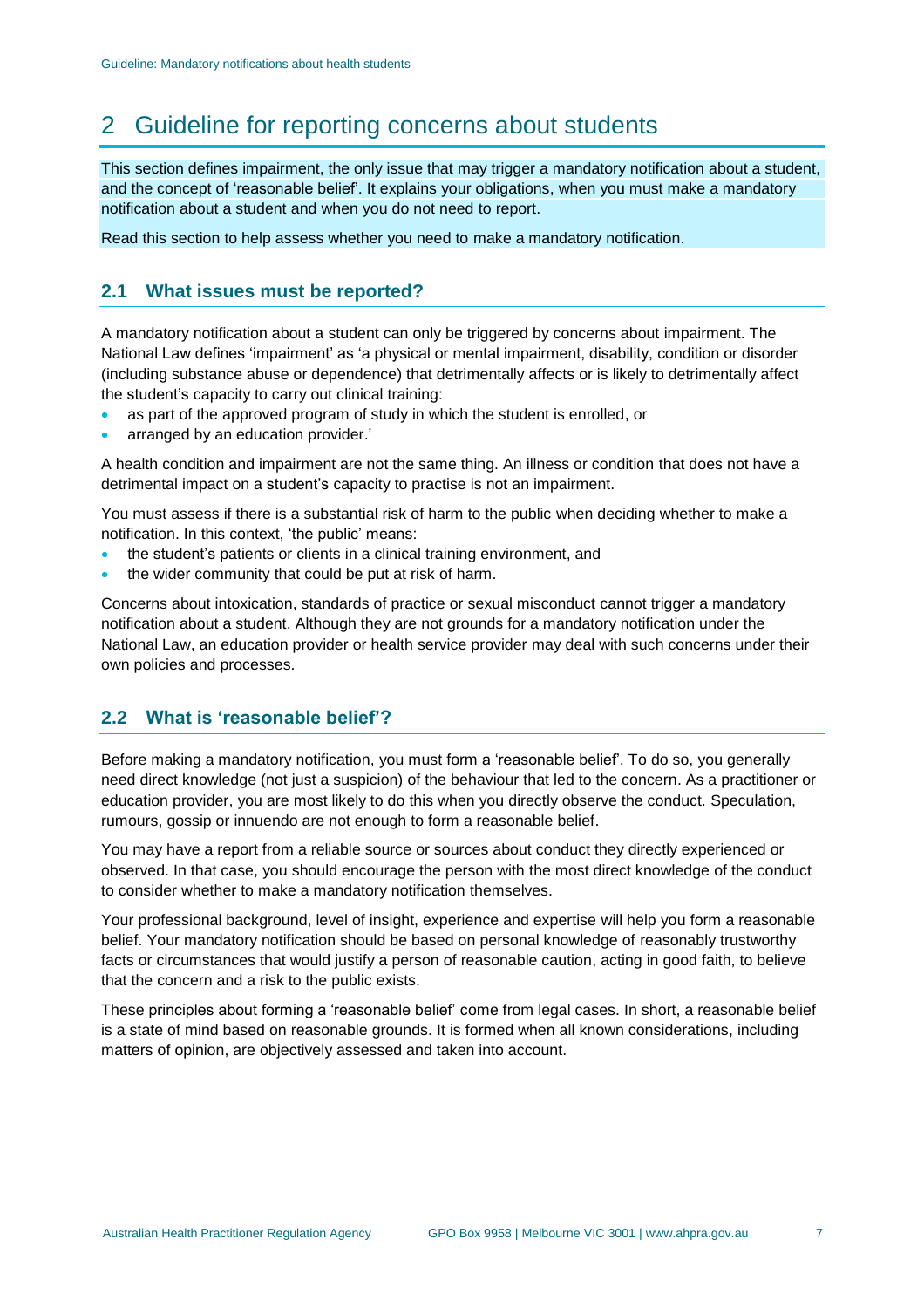# 2 Guideline for reporting concerns about students

This section defines impairment, the only issue that may trigger a mandatory notification about a student, and the concept of 'reasonable belief'. It explains your obligations, when you must make a mandatory notification about a student and when you do not need to report.

Read this section to help assess whether you need to make a mandatory notification.

## 2.1 What issues must be reported?

A mandatory notification about a student can only be triggered by concerns about impairment. The National Law defines 'impairment' as 'a physical or mental impairment, disability, condition or disorder (including substance abuse or dependence) that detrimentally affects or is likely to detrimentally affect the student's capacity to carry out clinical training:

- as part of the approved program of study in which the student is enrolled, or
- arranged by an education provider.'

A health condition and impairment are not the same thing. An illness or condition that does not have a detrimental impact on a student's capacity to practise is not an impairment.

You must assess if there is a substantial risk of harm to the public when deciding whether to make a notification. In this context, 'the public' means:

- the student's patients or clients in a clinical training environment, and
- the wider community that could be put at risk of harm.

Concerns about intoxication, standards of practice or sexual misconduct cannot trigger a mandatory notification about a student. Although they are not grounds for a mandatory notification under the National Law, an education provider or health service provider may deal with such concerns under their own policies and processes.

## 2.2 What is 'reasonable belief'?

Before making a mandatory notification, you must form a 'reasonable belief'. To do so, you generally need direct knowledge (not just a suspicion) of the behaviour that led to the concern. As a practitioner or education provider, you are most likely to do this when you directly observe the conduct. Speculation, rumours, gossip or innuendo are not enough to form a reasonable belief.

You may have a report from a reliable source or sources about conduct they directly experienced or observed. In that case, you should encourage the person with the most direct knowledge of the conduct to consider whether to make a mandatory notification themselves.

Your professional background, level of insight, experience and expertise will help you form a reasonable belief. Your mandatory notification should be based on personal knowledge of reasonably trustworthy facts or circumstances that would justify a person of reasonable caution, acting in good faith, to believe that the concern and a risk to the public exists.

These principles about forming a 'reasonable belief' come from legal cases. In short, a reasonable belief is a state of mind based on reasonable grounds. It is formed when all known considerations, including matters of opinion, are objectively assessed and taken into account.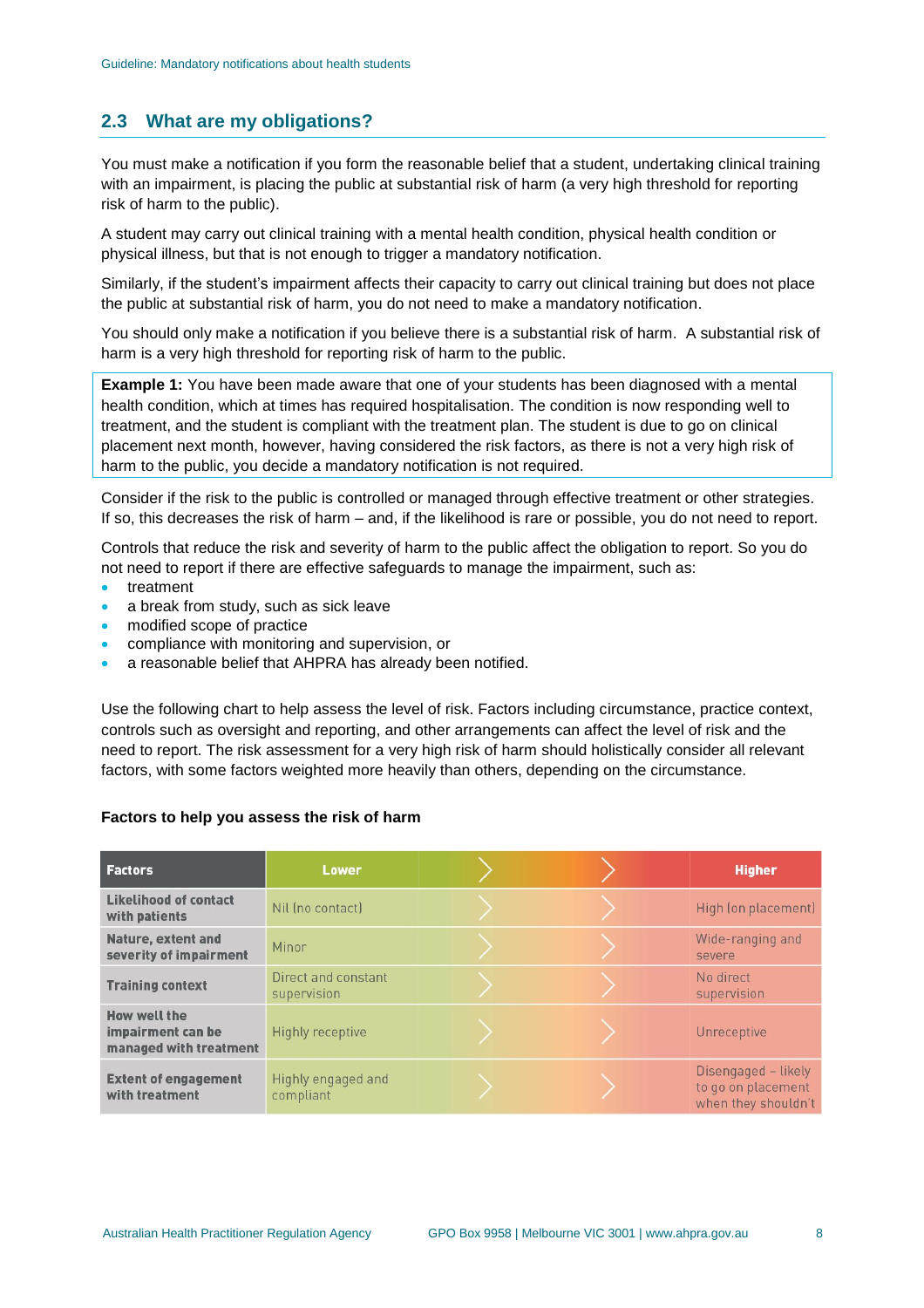## 2.3 What are my obligations?

You must make a notification if you form the reasonable belief that a student, undertaking clinical training with an impairment, is placing the public at substantial risk of harm (a very high threshold for reporting risk of harm to the public).

A student may carry out clinical training with a mental health condition, physical health condition or physical illness, but that is not enough to trigger a mandatory notification.

Similarly, if the student's impairment affects their capacity to carry out clinical training but does not place the public at substantial risk of harm, you do not need to make a mandatory notification.

You should only make a notification if you believe there is a substantial risk of harm. A substantial risk of harm is a very high threshold for reporting risk of harm to the public.

> **Example 1:** You have been made aware that one of your students has been diagnosed with a mental health condition, which at times has required hospitalisation. The condition is now responding well to treatment, and the student is compliant with the treatment plan. The student is due to go on clinical placement next month, however, having considered the risk factors, as there is not a very high risk of harm to the public, you decide a mandatory notification is not required.

Consider if the risk to the public is controlled or managed through effective treatment or other strategies. If so, this decreases the risk of harm – and, if the likelihood is rare or possible, you do not need to report.

Controls that reduce the risk and severity of harm to the public affect the obligation to report. So you do not need to report if there are effective safeguards to manage the impairment, such as:

- treatment
- a break from study, such as sick leave
- modified scope of practice
- compliance with monitoring and supervision, or
- a reasonable belief that AHPRA has already been notified.

Use the following chart to help assess the level of risk. Factors including circumstance, practice context, controls such as oversight and reporting, and other arrangements can affect the level of risk and the need to report. The risk assessment for a very high risk of harm should holistically consider all relevant factors, with some factors weighted more heavily than others, depending on the circumstance.

**Factors to help you assess the risk of harm**

| Factors | Lower | Higher |
|---|---|---|
| Likelihood of contact with patients | Nil (no contact) | High (on placement) |
| Nature, extent and severity of impairment | Minor | Wide-ranging and severe |
| Training context | Direct and constant supervision | No direct supervision |
| How well the impairment can be managed with treatment | Highly receptive | Unreceptive |
| Extent of engagement with treatment | Highly engaged and compliant | Disengaged – likely to go on placement when they shouldn't |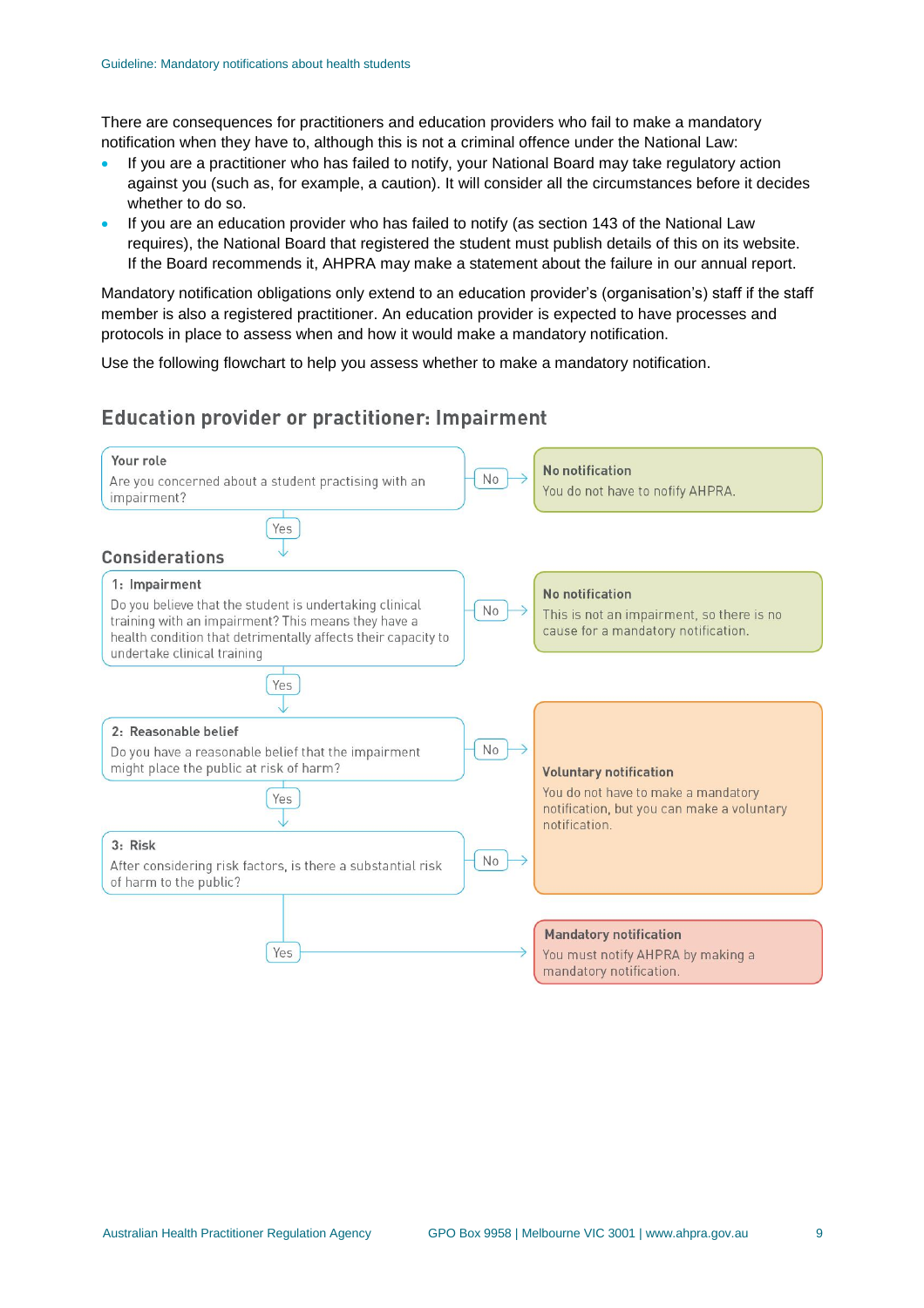There are consequences for practitioners and education providers who fail to make a mandatory notification when they have to, although this is not a criminal offence under the National Law:

- If you are a practitioner who has failed to notify, your National Board may take regulatory action against you (such as, for example, a caution). It will consider all the circumstances before it decides whether to do so.
- If you are an education provider who has failed to notify (as section 143 of the National Law requires), the National Board that registered the student must publish details of this on its website. If the Board recommends it, AHPRA may make a statement about the failure in our annual report.

Mandatory notification obligations only extend to an education provider's (organisation's) staff if the staff member is also a registered practitioner. An education provider is expected to have processes and protocols in place to assess when and how it would make a mandatory notification.

Use the following flowchart to help you assess whether to make a mandatory notification.

## Education provider or practitioner: Impairment

**Your role**

Are you concerned about a student practising with an impairment?

- No → **No notification** — You do not have to nofify AHPRA.
- Yes → Considerations

### Considerations

**1: Impairment**

Do you believe that the student is undertaking clinical training with an impairment? This means they have a health condition that detrimentally affects their capacity to undertake clinical training

- No → **No notification** — This is not an impairment, so there is no cause for a mandatory notification.
- Yes → 2: Reasonable belief

**2: Reasonable belief**

Do you have a reasonable belief that the impairment might place the public at risk of harm?

- No → **Voluntary notification** — You do not have to make a mandatory notification, but you can make a voluntary notification.
- Yes → 3: Risk

**3: Risk**

After considering risk factors, is there a substantial risk of harm to the public?

- No → **Voluntary notification** — You do not have to make a mandatory notification, but you can make a voluntary notification.
- Yes → **Mandatory notification** — You must notify AHPRA by making a mandatory notification.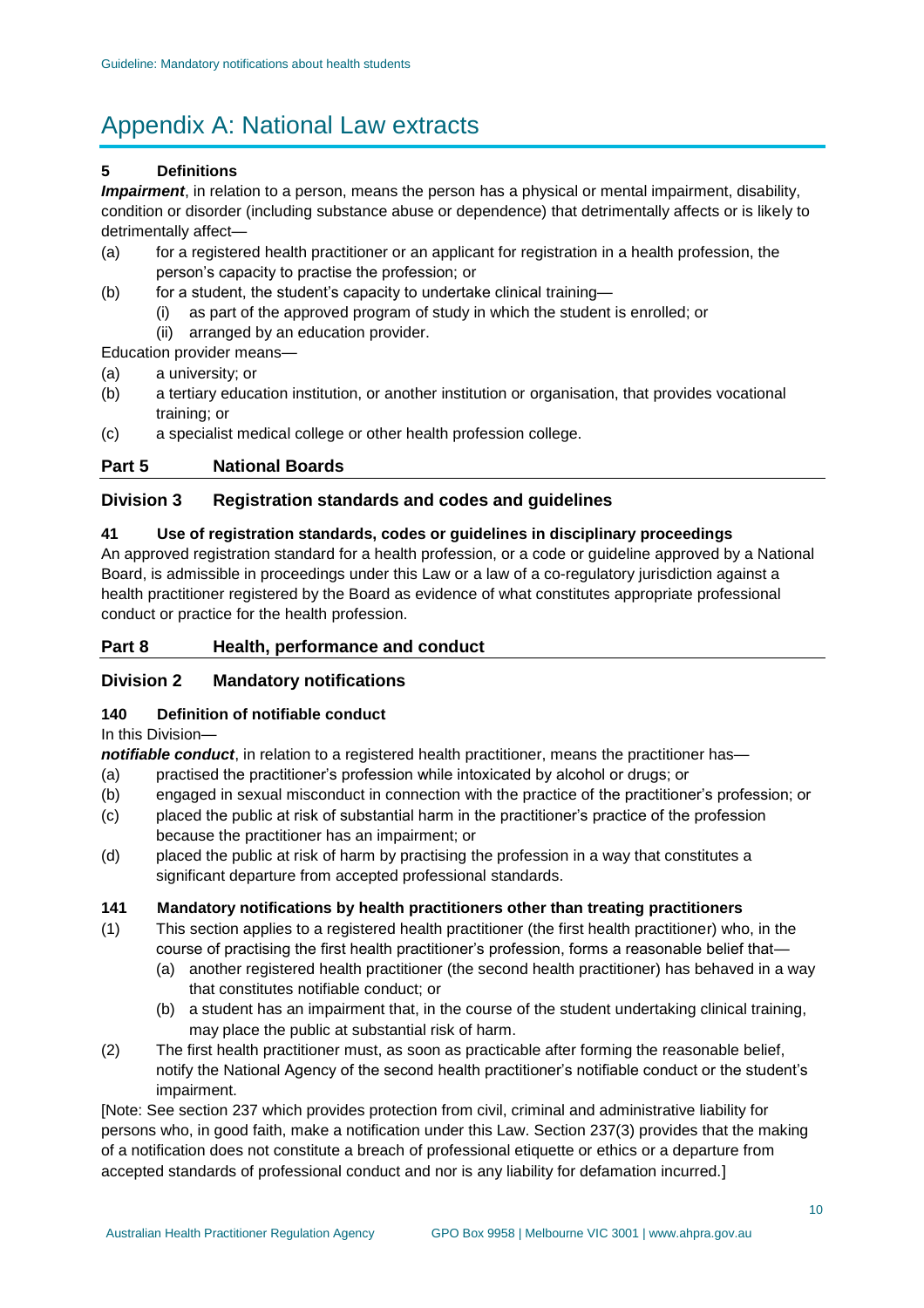# Appendix A: National Law extracts

**5 Definitions**

***Impairment***, in relation to a person, means the person has a physical or mental impairment, disability, condition or disorder (including substance abuse or dependence) that detrimentally affects or is likely to detrimentally affect—

(a) for a registered health practitioner or an applicant for registration in a health profession, the person's capacity to practise the profession; or

(b) for a student, the student's capacity to undertake clinical training—

  (i) as part of the approved program of study in which the student is enrolled; or

  (ii) arranged by an education provider.

Education provider means—

(a) a university; or

(b) a tertiary education institution, or another institution or organisation, that provides vocational training; or

(c) a specialist medical college or other health profession college.

## Part 5 National Boards

### Division 3 Registration standards and codes and guidelines

**41 Use of registration standards, codes or guidelines in disciplinary proceedings**

An approved registration standard for a health profession, or a code or guideline approved by a National Board, is admissible in proceedings under this Law or a law of a co-regulatory jurisdiction against a health practitioner registered by the Board as evidence of what constitutes appropriate professional conduct or practice for the health profession.

## Part 8 Health, performance and conduct

### Division 2 Mandatory notifications

**140 Definition of notifiable conduct**

In this Division—

***notifiable conduct***, in relation to a registered health practitioner, means the practitioner has—

(a) practised the practitioner's profession while intoxicated by alcohol or drugs; or

(b) engaged in sexual misconduct in connection with the practice of the practitioner's profession; or

(c) placed the public at risk of substantial harm in the practitioner's practice of the profession because the practitioner has an impairment; or

(d) placed the public at risk of harm by practising the profession in a way that constitutes a significant departure from accepted professional standards.

**141 Mandatory notifications by health practitioners other than treating practitioners**

(1) This section applies to a registered health practitioner (the first health practitioner) who, in the course of practising the first health practitioner's profession, forms a reasonable belief that—

  (a) another registered health practitioner (the second health practitioner) has behaved in a way that constitutes notifiable conduct; or

  (b) a student has an impairment that, in the course of the student undertaking clinical training, may place the public at substantial risk of harm.

(2) The first health practitioner must, as soon as practicable after forming the reasonable belief, notify the National Agency of the second health practitioner's notifiable conduct or the student's impairment.

[Note: See section 237 which provides protection from civil, criminal and administrative liability for persons who, in good faith, make a notification under this Law. Section 237(3) provides that the making of a notification does not constitute a breach of professional etiquette or ethics or a departure from accepted standards of professional conduct and nor is any liability for defamation incurred.]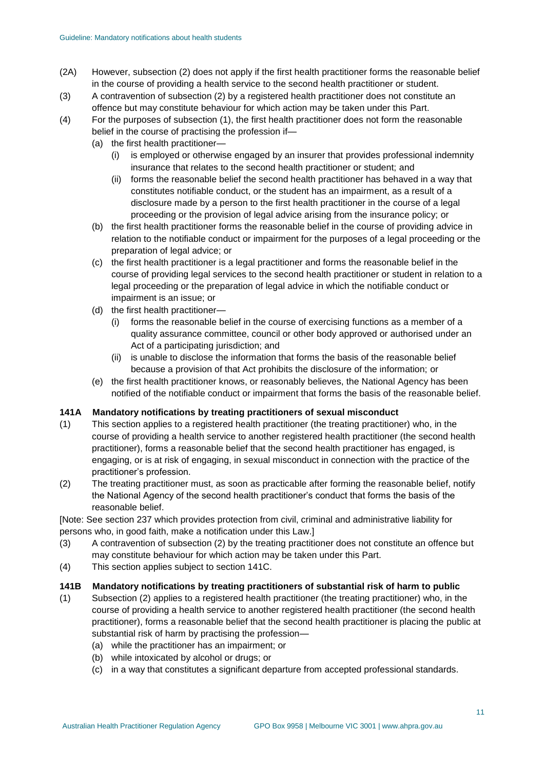(2A) However, subsection (2) does not apply if the first health practitioner forms the reasonable belief in the course of providing a health service to the second health practitioner or student.

(3) A contravention of subsection (2) by a registered health practitioner does not constitute an offence but may constitute behaviour for which action may be taken under this Part.

(4) For the purposes of subsection (1), the first health practitioner does not form the reasonable belief in the course of practising the profession if—

- (a) the first health practitioner—
  - (i) is employed or otherwise engaged by an insurer that provides professional indemnity insurance that relates to the second health practitioner or student; and
  - (ii) forms the reasonable belief the second health practitioner has behaved in a way that constitutes notifiable conduct, or the student has an impairment, as a result of a disclosure made by a person to the first health practitioner in the course of a legal proceeding or the provision of legal advice arising from the insurance policy; or
- (b) the first health practitioner forms the reasonable belief in the course of providing advice in relation to the notifiable conduct or impairment for the purposes of a legal proceeding or the preparation of legal advice; or
- (c) the first health practitioner is a legal practitioner and forms the reasonable belief in the course of providing legal services to the second health practitioner or student in relation to a legal proceeding or the preparation of legal advice in which the notifiable conduct or impairment is an issue; or
- (d) the first health practitioner—
  - (i) forms the reasonable belief in the course of exercising functions as a member of a quality assurance committee, council or other body approved or authorised under an Act of a participating jurisdiction; and
  - (ii) is unable to disclose the information that forms the basis of the reasonable belief because a provision of that Act prohibits the disclosure of the information; or
- (e) the first health practitioner knows, or reasonably believes, the National Agency has been notified of the notifiable conduct or impairment that forms the basis of the reasonable belief.

**141A Mandatory notifications by treating practitioners of sexual misconduct**

(1) This section applies to a registered health practitioner (the treating practitioner) who, in the course of providing a health service to another registered health practitioner (the second health practitioner), forms a reasonable belief that the second health practitioner has engaged, is engaging, or is at risk of engaging, in sexual misconduct in connection with the practice of the practitioner's profession.

(2) The treating practitioner must, as soon as practicable after forming the reasonable belief, notify the National Agency of the second health practitioner's conduct that forms the basis of the reasonable belief.

[Note: See section 237 which provides protection from civil, criminal and administrative liability for persons who, in good faith, make a notification under this Law.]

(3) A contravention of subsection (2) by the treating practitioner does not constitute an offence but may constitute behaviour for which action may be taken under this Part.

(4) This section applies subject to section 141C.

**141B Mandatory notifications by treating practitioners of substantial risk of harm to public**

(1) Subsection (2) applies to a registered health practitioner (the treating practitioner) who, in the course of providing a health service to another registered health practitioner (the second health practitioner), forms a reasonable belief that the second health practitioner is placing the public at substantial risk of harm by practising the profession—

- (a) while the practitioner has an impairment; or
- (b) while intoxicated by alcohol or drugs; or
- (c) in a way that constitutes a significant departure from accepted professional standards.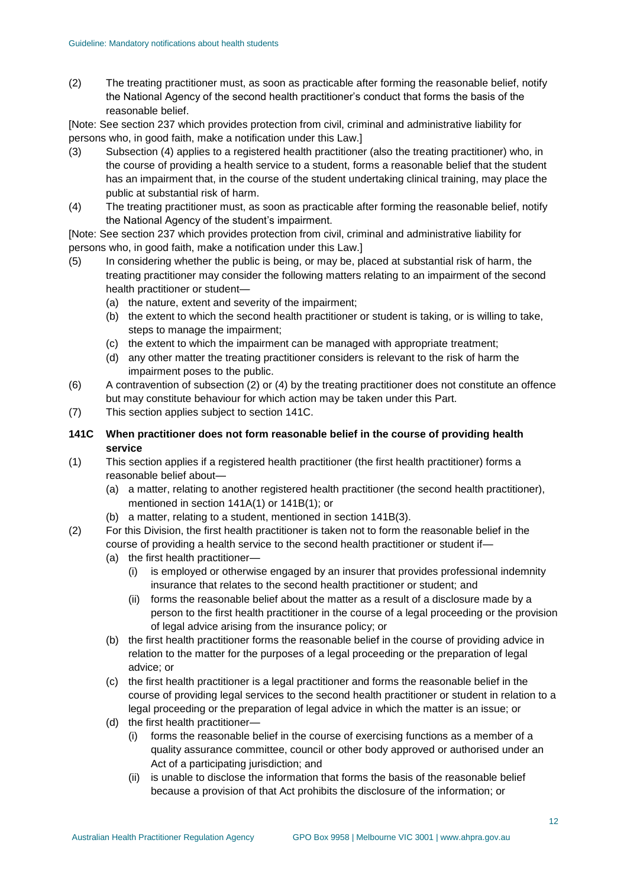(2) The treating practitioner must, as soon as practicable after forming the reasonable belief, notify the National Agency of the second health practitioner's conduct that forms the basis of the reasonable belief.

[Note: See section 237 which provides protection from civil, criminal and administrative liability for persons who, in good faith, make a notification under this Law.]

(3) Subsection (4) applies to a registered health practitioner (also the treating practitioner) who, in the course of providing a health service to a student, forms a reasonable belief that the student has an impairment that, in the course of the student undertaking clinical training, may place the public at substantial risk of harm.

(4) The treating practitioner must, as soon as practicable after forming the reasonable belief, notify the National Agency of the student's impairment.

[Note: See section 237 which provides protection from civil, criminal and administrative liability for persons who, in good faith, make a notification under this Law.]

(5) In considering whether the public is being, or may be, placed at substantial risk of harm, the treating practitioner may consider the following matters relating to an impairment of the second health practitioner or student—
   - (a) the nature, extent and severity of the impairment;
   - (b) the extent to which the second health practitioner or student is taking, or is willing to take, steps to manage the impairment;
   - (c) the extent to which the impairment can be managed with appropriate treatment;
   - (d) any other matter the treating practitioner considers is relevant to the risk of harm the impairment poses to the public.

(6) A contravention of subsection (2) or (4) by the treating practitioner does not constitute an offence but may constitute behaviour for which action may be taken under this Part.

(7) This section applies subject to section 141C.

**141C When practitioner does not form reasonable belief in the course of providing health service**

(1) This section applies if a registered health practitioner (the first health practitioner) forms a reasonable belief about—
   - (a) a matter, relating to another registered health practitioner (the second health practitioner), mentioned in section 141A(1) or 141B(1); or
   - (b) a matter, relating to a student, mentioned in section 141B(3).

(2) For this Division, the first health practitioner is taken not to form the reasonable belief in the course of providing a health service to the second health practitioner or student if—
   - (a) the first health practitioner—
     - (i) is employed or otherwise engaged by an insurer that provides professional indemnity insurance that relates to the second health practitioner or student; and
     - (ii) forms the reasonable belief about the matter as a result of a disclosure made by a person to the first health practitioner in the course of a legal proceeding or the provision of legal advice arising from the insurance policy; or
   - (b) the first health practitioner forms the reasonable belief in the course of providing advice in relation to the matter for the purposes of a legal proceeding or the preparation of legal advice; or
   - (c) the first health practitioner is a legal practitioner and forms the reasonable belief in the course of providing legal services to the second health practitioner or student in relation to a legal proceeding or the preparation of legal advice in which the matter is an issue; or
   - (d) the first health practitioner—
     - (i) forms the reasonable belief in the course of exercising functions as a member of a quality assurance committee, council or other body approved or authorised under an Act of a participating jurisdiction; and
     - (ii) is unable to disclose the information that forms the basis of the reasonable belief because a provision of that Act prohibits the disclosure of the information; or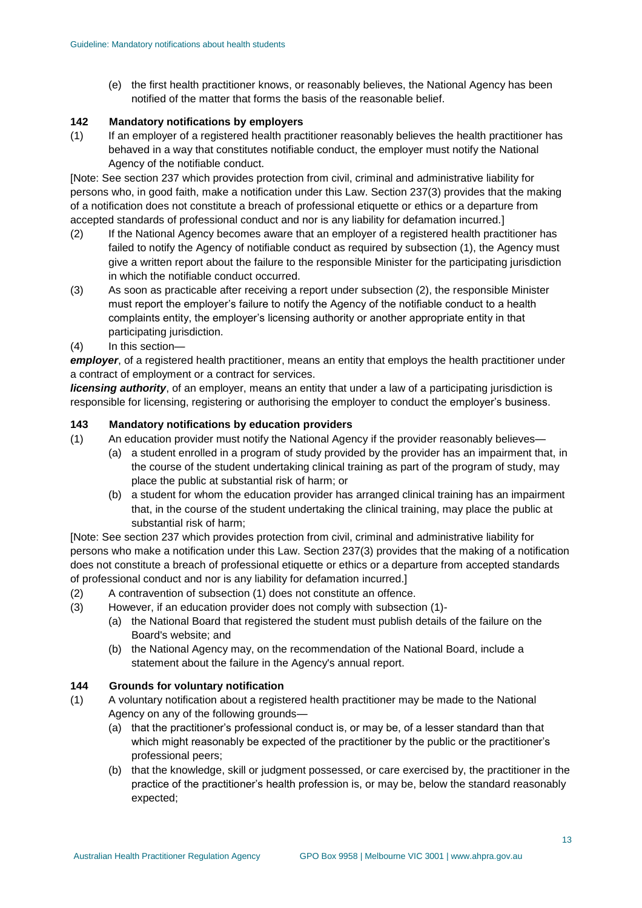(e) the first health practitioner knows, or reasonably believes, the National Agency has been notified of the matter that forms the basis of the reasonable belief.

### 142 Mandatory notifications by employers

(1) If an employer of a registered health practitioner reasonably believes the health practitioner has behaved in a way that constitutes notifiable conduct, the employer must notify the National Agency of the notifiable conduct.

[Note: See section 237 which provides protection from civil, criminal and administrative liability for persons who, in good faith, make a notification under this Law. Section 237(3) provides that the making of a notification does not constitute a breach of professional etiquette or ethics or a departure from accepted standards of professional conduct and nor is any liability for defamation incurred.]

(2) If the National Agency becomes aware that an employer of a registered health practitioner has failed to notify the Agency of notifiable conduct as required by subsection (1), the Agency must give a written report about the failure to the responsible Minister for the participating jurisdiction in which the notifiable conduct occurred.

(3) As soon as practicable after receiving a report under subsection (2), the responsible Minister must report the employer's failure to notify the Agency of the notifiable conduct to a health complaints entity, the employer's licensing authority or another appropriate entity in that participating jurisdiction.

(4) In this section—

***employer***, of a registered health practitioner, means an entity that employs the health practitioner under a contract of employment or a contract for services.

***licensing authority***, of an employer, means an entity that under a law of a participating jurisdiction is responsible for licensing, registering or authorising the employer to conduct the employer's business.

### 143 Mandatory notifications by education providers

(1) An education provider must notify the National Agency if the provider reasonably believes—

(a) a student enrolled in a program of study provided by the provider has an impairment that, in the course of the student undertaking clinical training as part of the program of study, may place the public at substantial risk of harm; or

(b) a student for whom the education provider has arranged clinical training has an impairment that, in the course of the student undertaking the clinical training, may place the public at substantial risk of harm;

[Note: See section 237 which provides protection from civil, criminal and administrative liability for persons who make a notification under this Law. Section 237(3) provides that the making of a notification does not constitute a breach of professional etiquette or ethics or a departure from accepted standards of professional conduct and nor is any liability for defamation incurred.]

(2) A contravention of subsection (1) does not constitute an offence.

(3) However, if an education provider does not comply with subsection (1)-

(a) the National Board that registered the student must publish details of the failure on the Board's website; and

(b) the National Agency may, on the recommendation of the National Board, include a statement about the failure in the Agency's annual report.

### 144 Grounds for voluntary notification

(1) A voluntary notification about a registered health practitioner may be made to the National Agency on any of the following grounds—

(a) that the practitioner's professional conduct is, or may be, of a lesser standard than that which might reasonably be expected of the practitioner by the public or the practitioner's professional peers;

(b) that the knowledge, skill or judgment possessed, or care exercised by, the practitioner in the practice of the practitioner's health profession is, or may be, below the standard reasonably expected;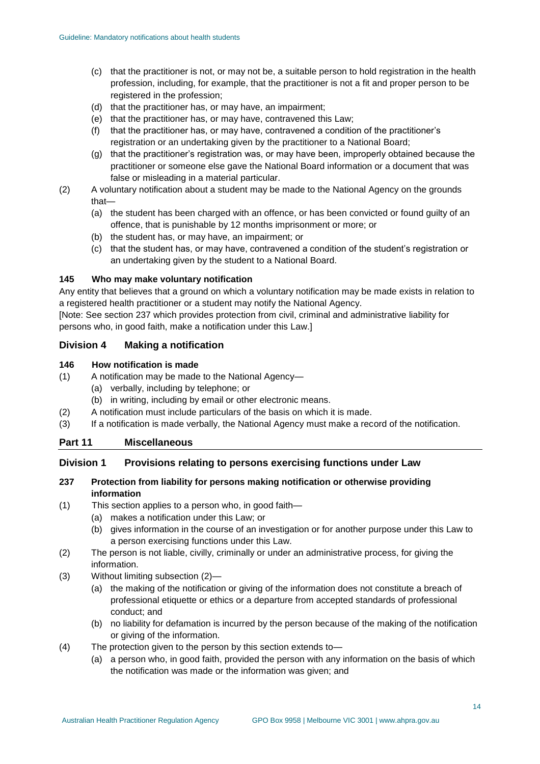- (c) that the practitioner is not, or may not be, a suitable person to hold registration in the health profession, including, for example, that the practitioner is not a fit and proper person to be registered in the profession;
- (d) that the practitioner has, or may have, an impairment;
- (e) that the practitioner has, or may have, contravened this Law;
- (f) that the practitioner has, or may have, contravened a condition of the practitioner's registration or an undertaking given by the practitioner to a National Board;
- (g) that the practitioner's registration was, or may have been, improperly obtained because the practitioner or someone else gave the National Board information or a document that was false or misleading in a material particular.

(2) A voluntary notification about a student may be made to the National Agency on the grounds that—

- (a) the student has been charged with an offence, or has been convicted or found guilty of an offence, that is punishable by 12 months imprisonment or more; or
- (b) the student has, or may have, an impairment; or
- (c) that the student has, or may have, contravened a condition of the student's registration or an undertaking given by the student to a National Board.

**145 Who may make voluntary notification**

Any entity that believes that a ground on which a voluntary notification may be made exists in relation to a registered health practitioner or a student may notify the National Agency.

[Note: See section 237 which provides protection from civil, criminal and administrative liability for persons who, in good faith, make a notification under this Law.]

## Division 4 Making a notification

**146 How notification is made**

(1) A notification may be made to the National Agency—

- (a) verbally, including by telephone; or
- (b) in writing, including by email or other electronic means.

(2) A notification must include particulars of the basis on which it is made.

(3) If a notification is made verbally, the National Agency must make a record of the notification.

## Part 11 Miscellaneous

## Division 1 Provisions relating to persons exercising functions under Law

**237 Protection from liability for persons making notification or otherwise providing information**

(1) This section applies to a person who, in good faith—

- (a) makes a notification under this Law; or
- (b) gives information in the course of an investigation or for another purpose under this Law to a person exercising functions under this Law.

(2) The person is not liable, civilly, criminally or under an administrative process, for giving the information.

(3) Without limiting subsection (2)—

- (a) the making of the notification or giving of the information does not constitute a breach of professional etiquette or ethics or a departure from accepted standards of professional conduct; and
- (b) no liability for defamation is incurred by the person because of the making of the notification or giving of the information.

(4) The protection given to the person by this section extends to—

- (a) a person who, in good faith, provided the person with any information on the basis of which the notification was made or the information was given; and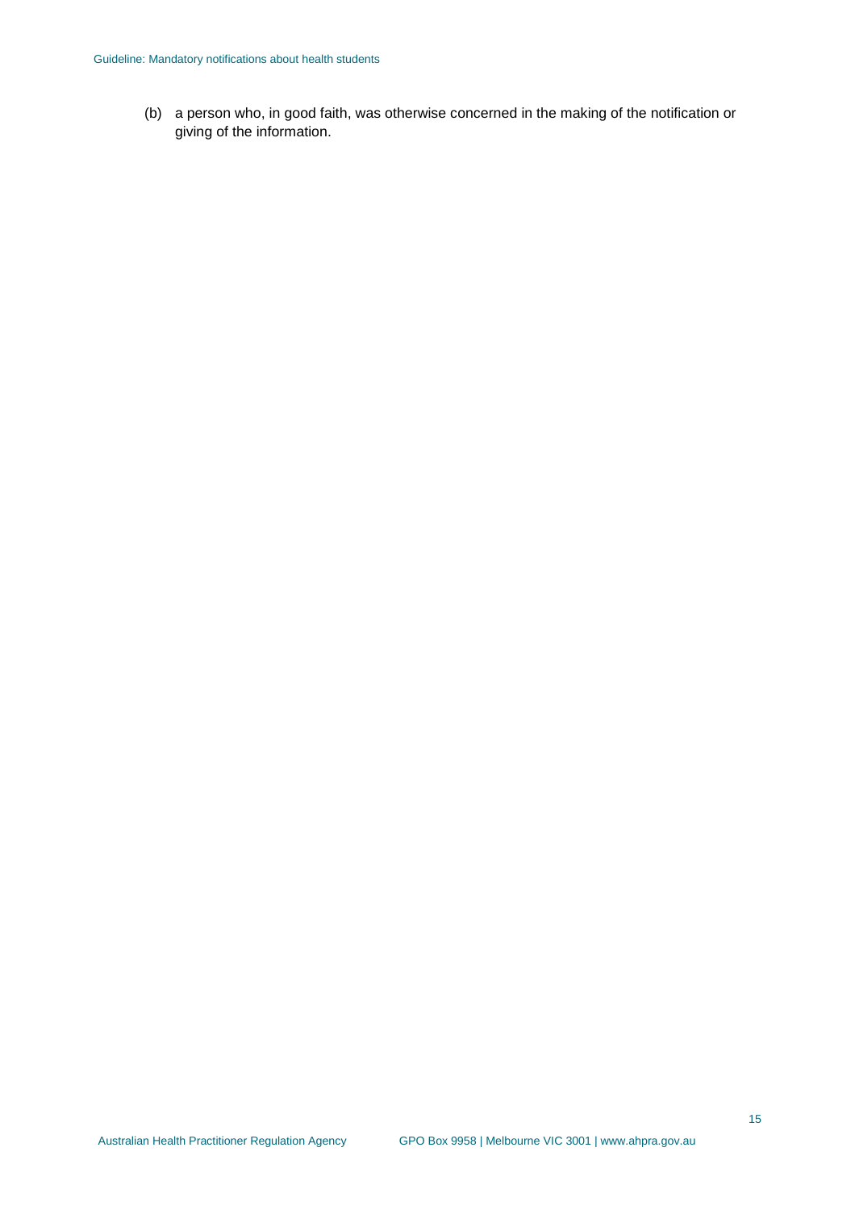(b) a person who, in good faith, was otherwise concerned in the making of the notification or giving of the information.